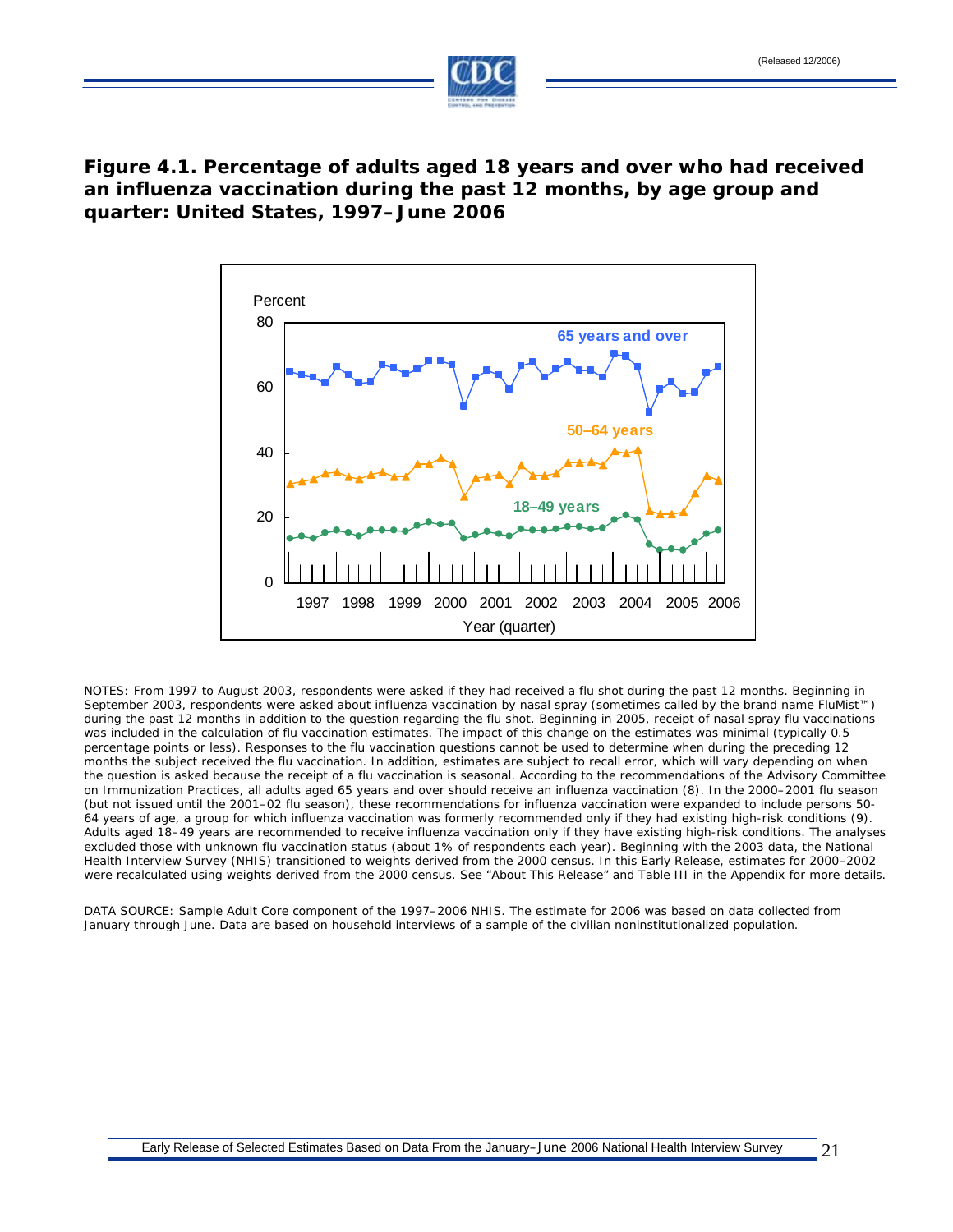## Figure 4.1. Percentage of adults aged 18 years and over who had received an influenza vaccination during the past 12 months, by age group and quarter: United States, 1997–June 2006

NOTES: From 1997 to August 2003, respondents were asked if they had received a flu shot during the past 12 months. Beginning in September 2003, respondents were asked about influenza vaccination by nasal spray (sometimes called by the brand name FluMist™) during the past 12 months in addition to the question regarding the flu shot. Beginning in 2005, receipt of nasal spray flu vaccinations was included in the calculation of flu vaccination estimates. The impact of this change on the estimates was minimal (typically 0.5 percentage points or less). Responses to the flu vaccination questions cannot be used to determine when during the preceding 12 months the subject received the flu vaccination. In addition, estimates are subject to recall error, which will vary depending on when the question is asked because the receipt of a flu vaccination is seasonal. According to the recommendations of the Advisory Committee on Immunization Practices, all adults aged 65 years and over should receive an influenza vaccination (8). In the 2000–2001 flu season (but not issued until the 2001–02 flu season), these recommendations for influenza vaccination were expanded to include persons 50-64 years of age, a group for which influenza vaccination was formerly recommended only if they had existing high-risk conditions (9). Adults aged 18–49 years are recommended to receive influenza vaccination only if they have existing high-risk conditions. The analyses excluded those with unknown flu vaccination status (about 1% of respondents each year). Beginning with the 2003 data, the National Health Interview Survey (NHIS) transitioned to weights derived from the 2000 census. In this Early Release, estimates for 2000–2002 were recalculated using weights derived from the 2000 census. See "About This Release" and Table III in the Appendix for more details.

DATA SOURCE: Sample Adult Core component of the 1997–2006 NHIS. The estimate for 2006 was based on data collected from January through June. Data are based on household interviews of a sample of the civilian noninstitutionalized population.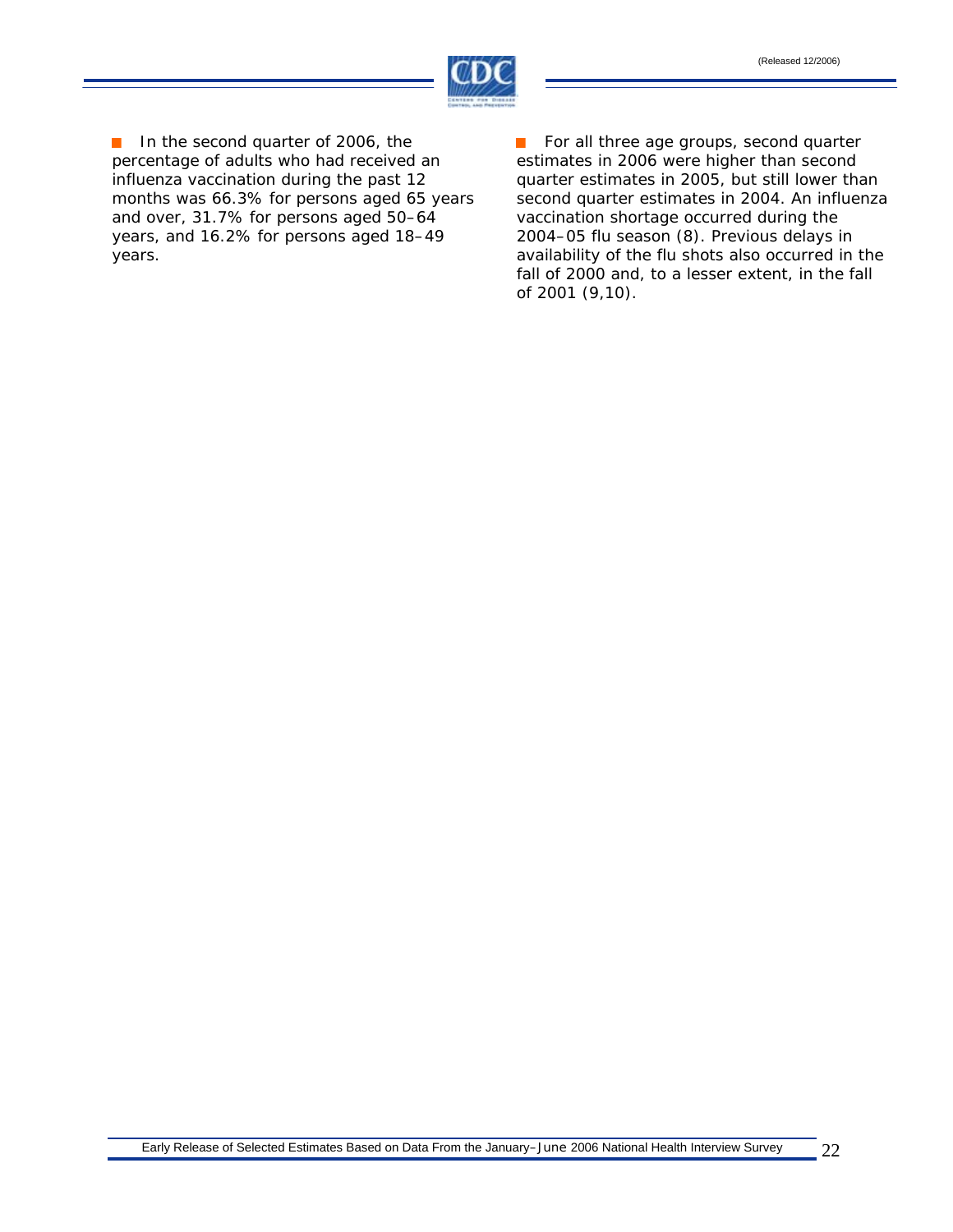- In the second quarter of 2006, the percentage of adults who had received an influenza vaccination during the past 12 months was 66.3% for persons aged 65 years and over, 31.7% for persons aged 50–64 years, and 16.2% for persons aged 18–49 years.

- For all three age groups, second quarter estimates in 2006 were higher than second quarter estimates in 2005, but still lower than second quarter estimates in 2004. An influenza vaccination shortage occurred during the 2004–05 flu season (8). Previous delays in availability of the flu shots also occurred in the fall of 2000 and, to a lesser extent, in the fall of 2001 (9,10).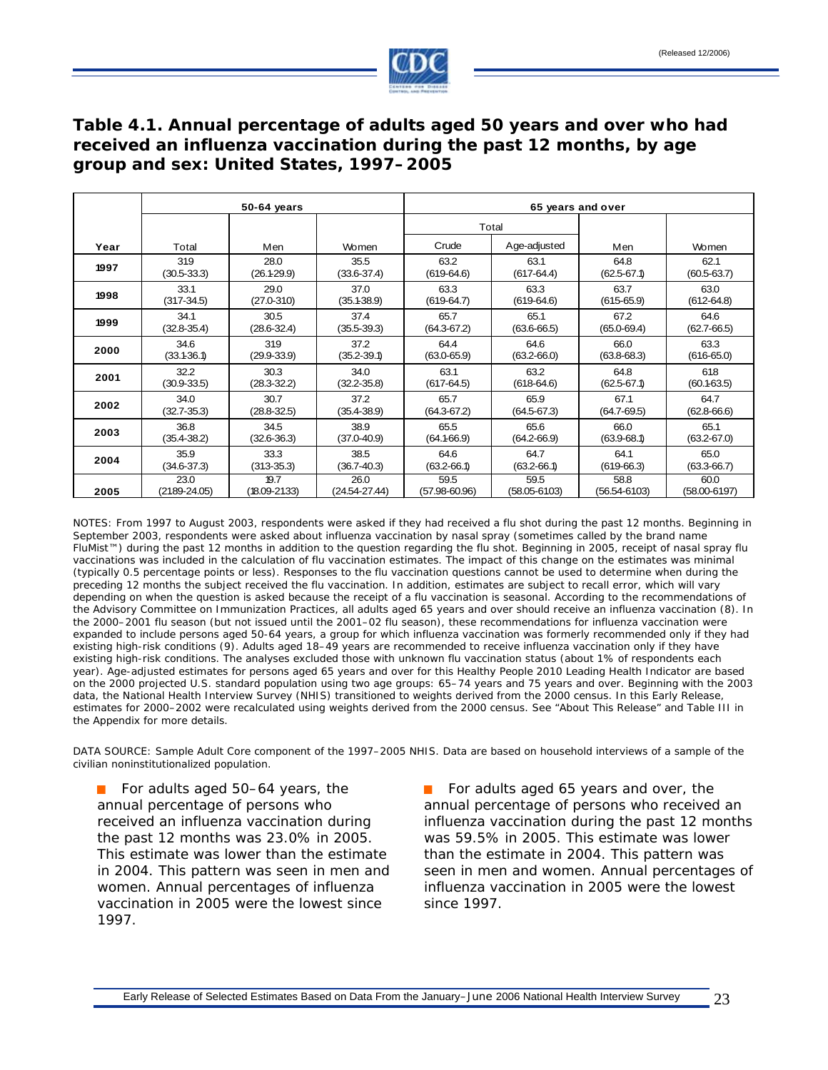(Released 12/2006)

## Table 4.1. Annual percentage of adults aged 50 years and over who had received an influenza vaccination during the past 12 months, by age group and sex: United States, 1997–2005

| | 50-64 years | | | 65 years and over | | | |
|---|---|---|---|---|---|---|---|
| | | | | Total | | | |
| Year | Total | Men | Women | Crude | Age-adjusted | Men | Women |
| 1997 | 31.9 (30.5-33.3) | 28.0 (26.1-29.9) | 35.5 (33.6-37.4) | 63.2 (61.9-64.6) | 63.1 (61.7-64.4) | 64.8 (62.5-67.1) | 62.1 (60.5-63.7) |
| 1998 | 33.1 (31.7-34.5) | 29.0 (27.0-31.0) | 37.0 (35.1-38.9) | 63.3 (61.9-64.7) | 63.3 (61.9-64.6) | 63.7 (61.5-65.9) | 63.0 (61.2-64.8) |
| 1999 | 34.1 (32.8-35.4) | 30.5 (28.6-32.4) | 37.4 (35.5-39.3) | 65.7 (64.3-67.2) | 65.1 (63.6-66.5) | 67.2 (65.0-69.4) | 64.6 (62.7-66.5) |
| 2000 | 34.6 (33.1-36.1) | 31.9 (29.9-33.9) | 37.2 (35.2-39.1) | 64.4 (63.0-65.9) | 64.6 (63.2-66.0) | 66.0 (63.8-68.3) | 63.3 (61.6-65.0) |
| 2001 | 32.2 (30.9-33.5) | 30.3 (28.3-32.2) | 34.0 (32.2-35.8) | 63.1 (61.7-64.5) | 63.2 (61.8-64.6) | 64.8 (62.5-67.1) | 61.8 (60.1-63.5) |
| 2002 | 34.0 (32.7-35.3) | 30.7 (28.8-32.5) | 37.2 (35.4-38.9) | 65.7 (64.3-67.2) | 65.9 (64.5-67.3) | 67.1 (64.7-69.5) | 64.7 (62.8-66.6) |
| 2003 | 36.8 (35.4-38.2) | 34.5 (32.6-36.3) | 38.9 (37.0-40.9) | 65.5 (64.1-66.9) | 65.6 (64.2-66.9) | 66.0 (63.9-68.1) | 65.1 (63.2-67.0) |
| 2004 | 35.9 (34.6-37.3) | 33.3 (31.3-35.3) | 38.5 (36.7-40.3) | 64.6 (63.2-66.1) | 64.7 (63.2-66.1) | 64.1 (61.9-66.3) | 65.0 (63.3-66.7) |
| 2005 | 23.0 (21.89-24.05) | 19.7 (18.09-21.33) | 26.0 (24.54-27.44) | 59.5 (57.98-60.96) | 59.5 (58.05-61.03) | 58.8 (56.54-61.03) | 60.0 (58.00-61.97) |

NOTES: From 1997 to August 2003, respondents were asked if they had received a flu shot during the past 12 months. Beginning in September 2003, respondents were asked about influenza vaccination by nasal spray (sometimes called by the brand name FluMist™) during the past 12 months in addition to the question regarding the flu shot. Beginning in 2005, receipt of nasal spray flu vaccinations was included in the calculation of flu vaccination estimates. The impact of this change on the estimates was minimal (typically 0.5 percentage points or less). Responses to the flu vaccination questions cannot be used to determine when during the preceding 12 months the subject received the flu vaccination. In addition, estimates are subject to recall error, which will vary depending on when the question is asked because the receipt of a flu vaccination is seasonal. According to the recommendations of the Advisory Committee on Immunization Practices, all adults aged 65 years and over should receive an influenza vaccination (8). In the 2000–2001 flu season (but not issued until the 2001–02 flu season), these recommendations for influenza vaccination were expanded to include persons aged 50-64 years, a group for which influenza vaccination was formerly recommended only if they had existing high-risk conditions (9). Adults aged 18–49 years are recommended to receive influenza vaccination only if they have existing high-risk conditions. The analyses excluded those with unknown flu vaccination status (about 1% of respondents each year). Age-adjusted estimates for persons aged 65 years and over for this Healthy People 2010 Leading Health Indicator are based on the 2000 projected U.S. standard population using two age groups: 65–74 years and 75 years and over. Beginning with the 2003 data, the National Health Interview Survey (NHIS) transitioned to weights derived from the 2000 census. In this Early Release, estimates for 2000–2002 were recalculated using weights derived from the 2000 census. See "About This Release" and Table III in the Appendix for more details.

DATA SOURCE: Sample Adult Core component of the 1997–2005 NHIS. Data are based on household interviews of a sample of the civilian noninstitutionalized population.

- For adults aged 50–64 years, the annual percentage of persons who received an influenza vaccination during the past 12 months was 23.0% in 2005. This estimate was lower than the estimate in 2004. This pattern was seen in men and women. Annual percentages of influenza vaccination in 2005 were the lowest since 1997.

- For adults aged 65 years and over, the annual percentage of persons who received an influenza vaccination during the past 12 months was 59.5% in 2005. This estimate was lower than the estimate in 2004. This pattern was seen in men and women. Annual percentages of influenza vaccination in 2005 were the lowest since 1997.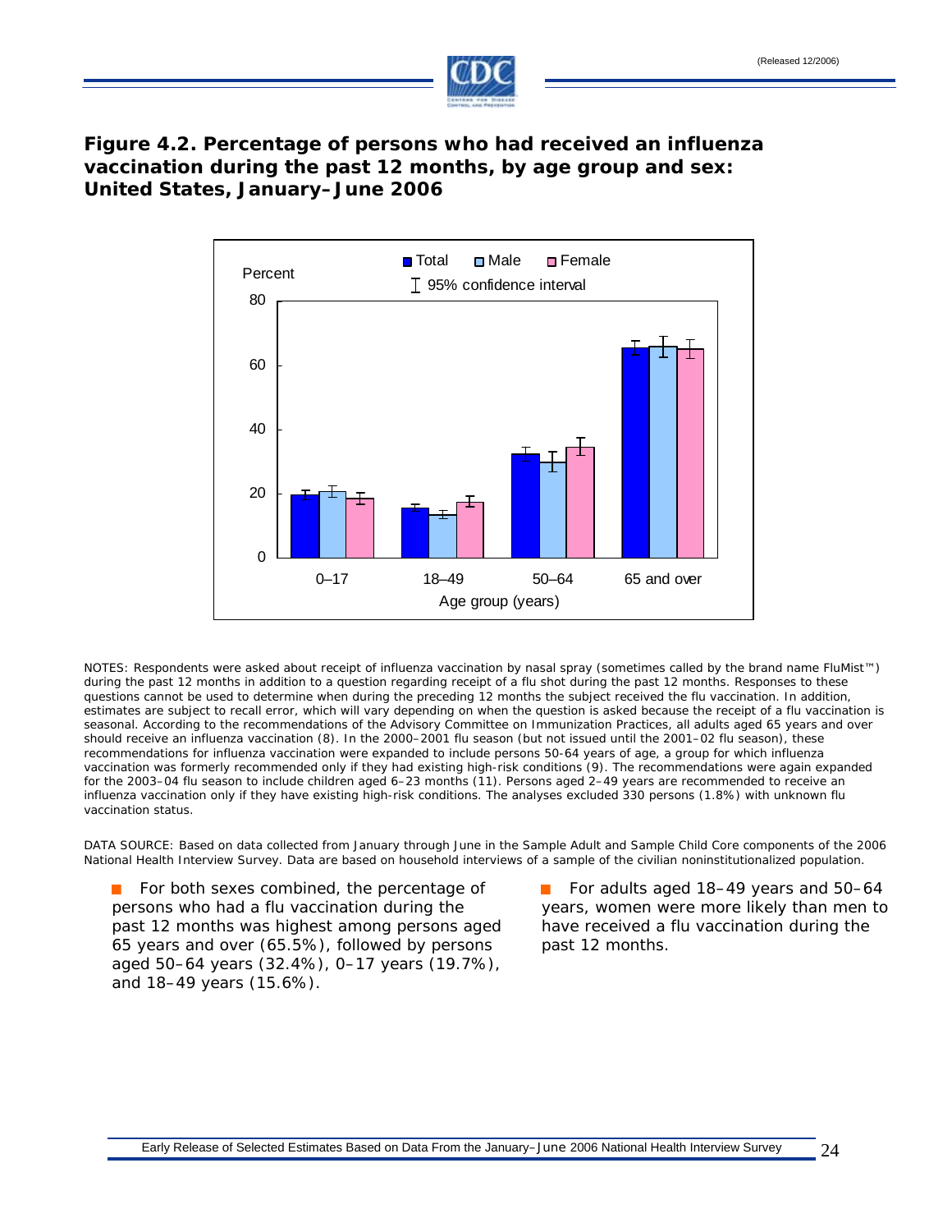## Figure 4.2. Percentage of persons who had received an influenza vaccination during the past 12 months, by age group and sex: United States, January–June 2006

NOTES: Respondents were asked about receipt of influenza vaccination by nasal spray (sometimes called by the brand name FluMist™) during the past 12 months in addition to a question regarding receipt of a flu shot during the past 12 months. Responses to these questions cannot be used to determine when during the preceding 12 months the subject received the flu vaccination. In addition, estimates are subject to recall error, which will vary depending on when the question is asked because the receipt of a flu vaccination is seasonal. According to the recommendations of the Advisory Committee on Immunization Practices, all adults aged 65 years and over should receive an influenza vaccination (8). In the 2000–2001 flu season (but not issued until the 2001–02 flu season), these recommendations for influenza vaccination were expanded to include persons 50-64 years of age, a group for which influenza vaccination was formerly recommended only if they had existing high-risk conditions (9). The recommendations were again expanded for the 2003–04 flu season to include children aged 6–23 months (11). Persons aged 2–49 years are recommended to receive an influenza vaccination only if they have existing high-risk conditions. The analyses excluded 330 persons (1.8%) with unknown flu vaccination status.

DATA SOURCE: Based on data collected from January through June in the Sample Adult and Sample Child Core components of the 2006 National Health Interview Survey. Data are based on household interviews of a sample of the civilian noninstitutionalized population.

- For both sexes combined, the percentage of persons who had a flu vaccination during the past 12 months was highest among persons aged 65 years and over (65.5%), followed by persons aged 50–64 years (32.4%), 0–17 years (19.7%), and 18–49 years (15.6%).
- For adults aged 18–49 years and 50–64 years, women were more likely than men to have received a flu vaccination during the past 12 months.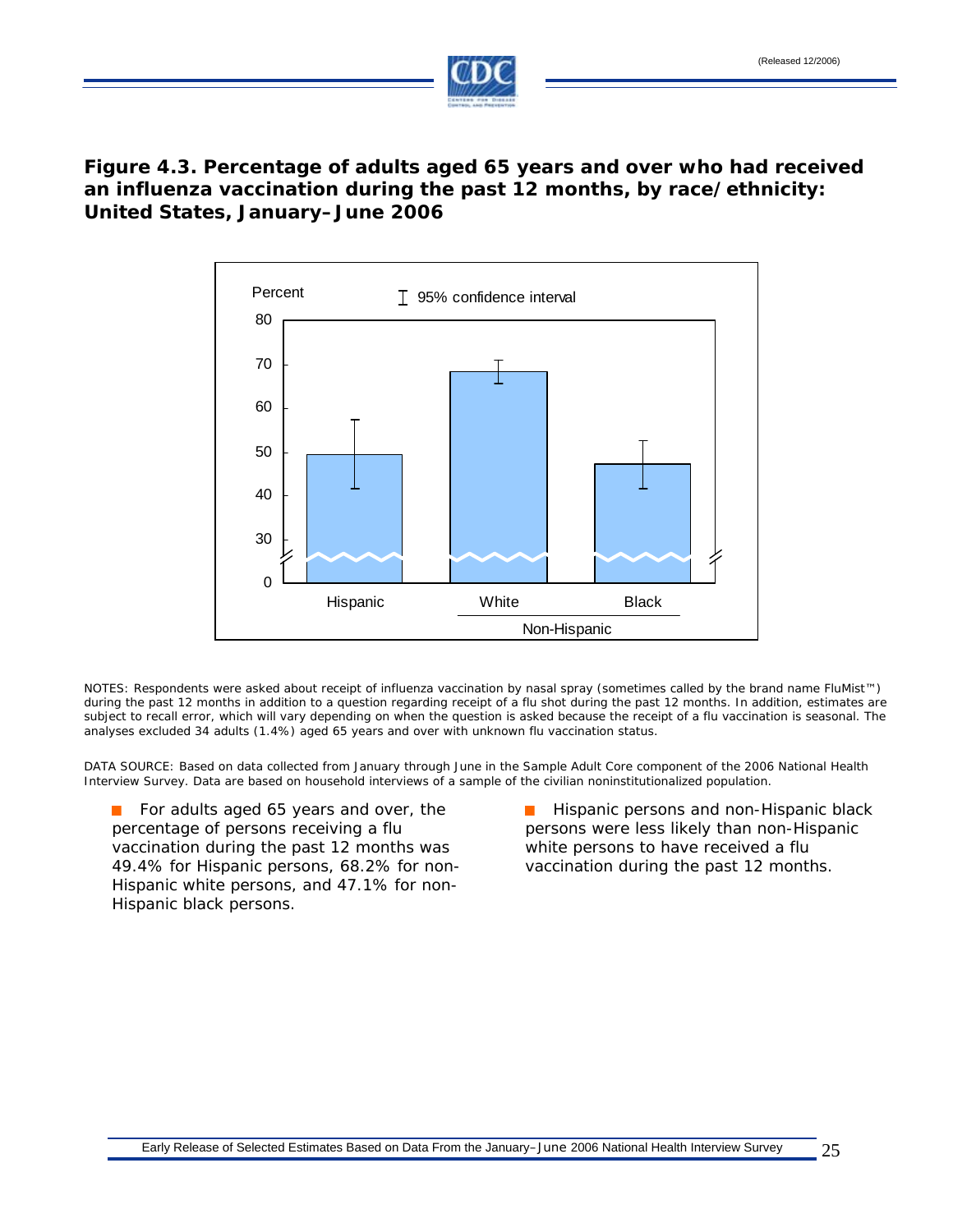## Figure 4.3. Percentage of adults aged 65 years and over who had received an influenza vaccination during the past 12 months, by race/ethnicity: United States, January–June 2006

NOTES: Respondents were asked about receipt of influenza vaccination by nasal spray (sometimes called by the brand name FluMist™) during the past 12 months in addition to a question regarding receipt of a flu shot during the past 12 months. In addition, estimates are subject to recall error, which will vary depending on when the question is asked because the receipt of a flu vaccination is seasonal. The analyses excluded 34 adults (1.4%) aged 65 years and over with unknown flu vaccination status.

DATA SOURCE: Based on data collected from January through June in the Sample Adult Core component of the 2006 National Health Interview Survey. Data are based on household interviews of a sample of the civilian noninstitutionalized population.

- For adults aged 65 years and over, the percentage of persons receiving a flu vaccination during the past 12 months was 49.4% for Hispanic persons, 68.2% for non-Hispanic white persons, and 47.1% for non-Hispanic black persons.
- Hispanic persons and non-Hispanic black persons were less likely than non-Hispanic white persons to have received a flu vaccination during the past 12 months.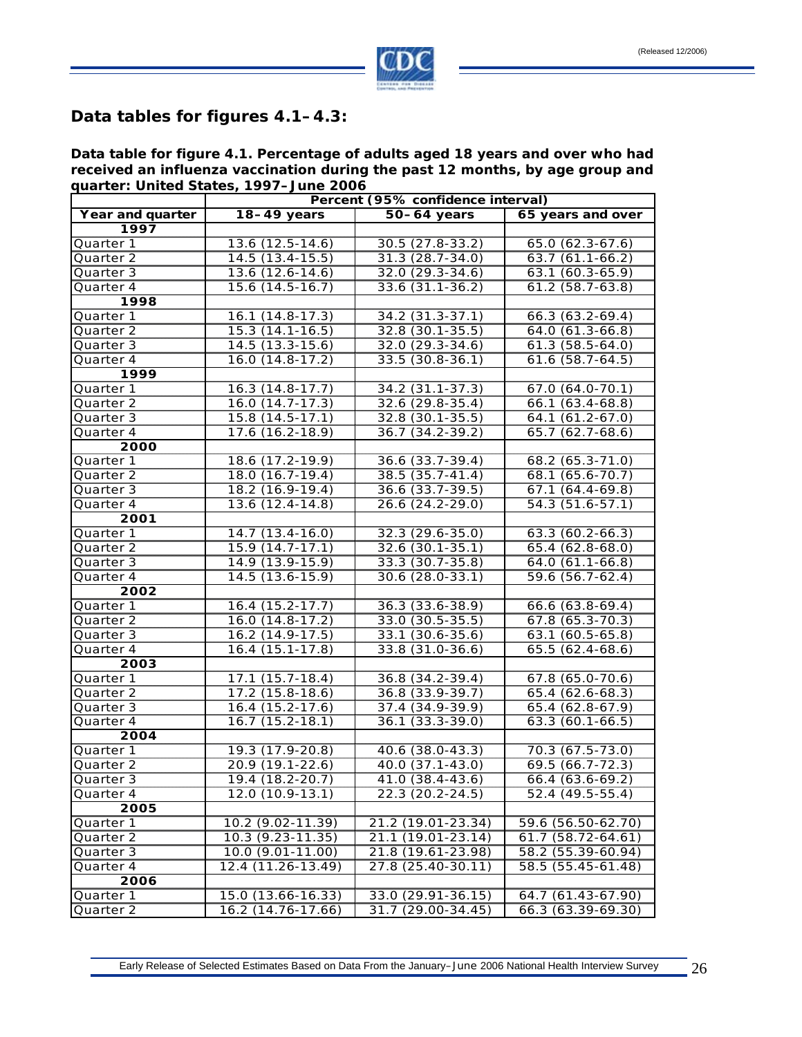## Data tables for figures 4.1–4.3:

**Data table for figure 4.1. Percentage of adults aged 18 years and over who had received an influenza vaccination during the past 12 months, by age group and quarter: United States, 1997–June 2006**

| | Percent (95% confidence interval) | | |
|---|---|---|---|
| **Year and quarter** | **18–49 years** | **50–64 years** | **65 years and over** |
| **1997** | | | |
| Quarter 1 | 13.6 (12.5-14.6) | 30.5 (27.8-33.2) | 65.0 (62.3-67.6) |
| Quarter 2 | 14.5 (13.4-15.5) | 31.3 (28.7-34.0) | 63.7 (61.1-66.2) |
| Quarter 3 | 13.6 (12.6-14.6) | 32.0 (29.3-34.6) | 63.1 (60.3-65.9) |
| Quarter 4 | 15.6 (14.5-16.7) | 33.6 (31.1-36.2) | 61.2 (58.7-63.8) |
| **1998** | | | |
| Quarter 1 | 16.1 (14.8-17.3) | 34.2 (31.3-37.1) | 66.3 (63.2-69.4) |
| Quarter 2 | 15.3 (14.1-16.5) | 32.8 (30.1-35.5) | 64.0 (61.3-66.8) |
| Quarter 3 | 14.5 (13.3-15.6) | 32.0 (29.3-34.6) | 61.3 (58.5-64.0) |
| Quarter 4 | 16.0 (14.8-17.2) | 33.5 (30.8-36.1) | 61.6 (58.7-64.5) |
| **1999** | | | |
| Quarter 1 | 16.3 (14.8-17.7) | 34.2 (31.1-37.3) | 67.0 (64.0-70.1) |
| Quarter 2 | 16.0 (14.7-17.3) | 32.6 (29.8-35.4) | 66.1 (63.4-68.8) |
| Quarter 3 | 15.8 (14.5-17.1) | 32.8 (30.1-35.5) | 64.1 (61.2-67.0) |
| Quarter 4 | 17.6 (16.2-18.9) | 36.7 (34.2-39.2) | 65.7 (62.7-68.6) |
| **2000** | | | |
| Quarter 1 | 18.6 (17.2-19.9) | 36.6 (33.7-39.4) | 68.2 (65.3-71.0) |
| Quarter 2 | 18.0 (16.7-19.4) | 38.5 (35.7-41.4) | 68.1 (65.6-70.7) |
| Quarter 3 | 18.2 (16.9-19.4) | 36.6 (33.7-39.5) | 67.1 (64.4-69.8) |
| Quarter 4 | 13.6 (12.4-14.8) | 26.6 (24.2-29.0) | 54.3 (51.6-57.1) |
| **2001** | | | |
| Quarter 1 | 14.7 (13.4-16.0) | 32.3 (29.6-35.0) | 63.3 (60.2-66.3) |
| Quarter 2 | 15.9 (14.7-17.1) | 32.6 (30.1-35.1) | 65.4 (62.8-68.0) |
| Quarter 3 | 14.9 (13.9-15.9) | 33.3 (30.7-35.8) | 64.0 (61.1-66.8) |
| Quarter 4 | 14.5 (13.6-15.9) | 30.6 (28.0-33.1) | 59.6 (56.7-62.4) |
| **2002** | | | |
| Quarter 1 | 16.4 (15.2-17.7) | 36.3 (33.6-38.9) | 66.6 (63.8-69.4) |
| Quarter 2 | 16.0 (14.8-17.2) | 33.0 (30.5-35.5) | 67.8 (65.3-70.3) |
| Quarter 3 | 16.2 (14.9-17.5) | 33.1 (30.6-35.6) | 63.1 (60.5-65.8) |
| Quarter 4 | 16.4 (15.1-17.8) | 33.8 (31.0-36.6) | 65.5 (62.4-68.6) |
| **2003** | | | |
| Quarter 1 | 17.1 (15.7-18.4) | 36.8 (34.2-39.4) | 67.8 (65.0-70.6) |
| Quarter 2 | 17.2 (15.8-18.6) | 36.8 (33.9-39.7) | 65.4 (62.6-68.3) |
| Quarter 3 | 16.4 (15.2-17.6) | 37.4 (34.9-39.9) | 65.4 (62.8-67.9) |
| Quarter 4 | 16.7 (15.2-18.1) | 36.1 (33.3-39.0) | 63.3 (60.1-66.5) |
| **2004** | | | |
| Quarter 1 | 19.3 (17.9-20.8) | 40.6 (38.0-43.3) | 70.3 (67.5-73.0) |
| Quarter 2 | 20.9 (19.1-22.6) | 40.0 (37.1-43.0) | 69.5 (66.7-72.3) |
| Quarter 3 | 19.4 (18.2-20.7) | 41.0 (38.4-43.6) | 66.4 (63.6-69.2) |
| Quarter 4 | 12.0 (10.9-13.1) | 22.3 (20.2-24.5) | 52.4 (49.5-55.4) |
| **2005** | | | |
| Quarter 1 | 10.2 (9.02-11.39) | 21.2 (19.01-23.34) | 59.6 (56.50-62.70) |
| Quarter 2 | 10.3 (9.23-11.35) | 21.1 (19.01-23.14) | 61.7 (58.72-64.61) |
| Quarter 3 | 10.0 (9.01-11.00) | 21.8 (19.61-23.98) | 58.2 (55.39-60.94) |
| Quarter 4 | 12.4 (11.26-13.49) | 27.8 (25.40-30.11) | 58.5 (55.45-61.48) |
| **2006** | | | |
| Quarter 1 | 15.0 (13.66-16.33) | 33.0 (29.91-36.15) | 64.7 (61.43-67.90) |
| Quarter 2 | 16.2 (14.76-17.66) | 31.7 (29.00-34.45) | 66.3 (63.39-69.30) |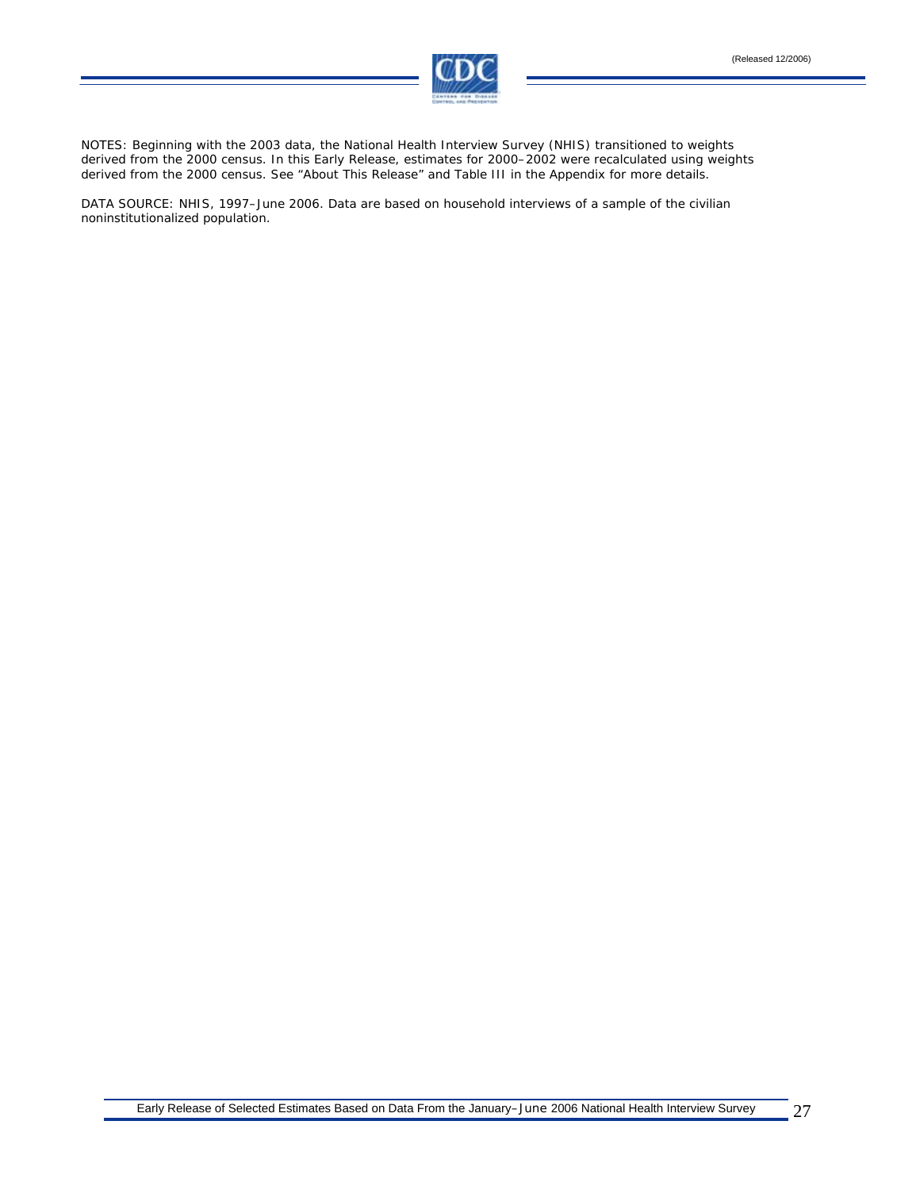NOTES: Beginning with the 2003 data, the National Health Interview Survey (NHIS) transitioned to weights derived from the 2000 census. In this Early Release, estimates for 2000–2002 were recalculated using weights derived from the 2000 census. See "About This Release" and Table III in the Appendix for more details.

DATA SOURCE: NHIS, 1997–June 2006. Data are based on household interviews of a sample of the civilian noninstitutionalized population.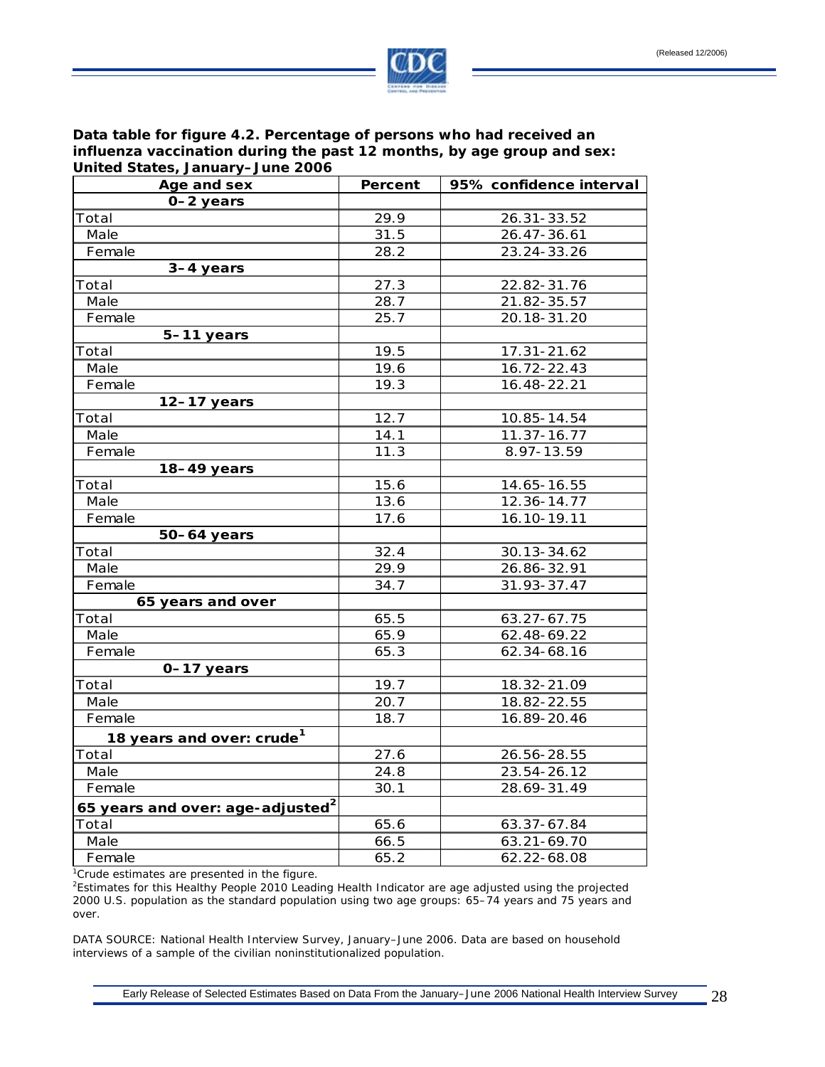**Data table for figure 4.2. Percentage of persons who had received an influenza vaccination during the past 12 months, by age group and sex: United States, January–June 2006**

| Age and sex | Percent | 95% confidence interval |
|---|---|---|
| **0–2 years** | | |
| Total | 29.9 | 26.31-33.52 |
| Male | 31.5 | 26.47-36.61 |
| Female | 28.2 | 23.24-33.26 |
| **3–4 years** | | |
| Total | 27.3 | 22.82-31.76 |
| Male | 28.7 | 21.82-35.57 |
| Female | 25.7 | 20.18-31.20 |
| **5–11 years** | | |
| Total | 19.5 | 17.31-21.62 |
| Male | 19.6 | 16.72-22.43 |
| Female | 19.3 | 16.48-22.21 |
| **12–17 years** | | |
| Total | 12.7 | 10.85-14.54 |
| Male | 14.1 | 11.37-16.77 |
| Female | 11.3 | 8.97-13.59 |
| **18–49 years** | | |
| Total | 15.6 | 14.65-16.55 |
| Male | 13.6 | 12.36-14.77 |
| Female | 17.6 | 16.10-19.11 |
| **50–64 years** | | |
| Total | 32.4 | 30.13-34.62 |
| Male | 29.9 | 26.86-32.91 |
| Female | 34.7 | 31.93-37.47 |
| **65 years and over** | | |
| Total | 65.5 | 63.27-67.75 |
| Male | 65.9 | 62.48-69.22 |
| Female | 65.3 | 62.34-68.16 |
| **0–17 years** | | |
| Total | 19.7 | 18.32-21.09 |
| Male | 20.7 | 18.82-22.55 |
| Female | 18.7 | 16.89-20.46 |
| **18 years and over: crude[1]** | | |
| Total | 27.6 | 26.56-28.55 |
| Male | 24.8 | 23.54-26.12 |
| Female | 30.1 | 28.69-31.49 |
| **65 years and over: age-adjusted[2]** | | |
| Total | 65.6 | 63.37-67.84 |
| Male | 66.5 | 63.21-69.70 |
| Female | 65.2 | 62.22-68.08 |

[1]Crude estimates are presented in the figure.

[2]Estimates for this Healthy People 2010 Leading Health Indicator are age adjusted using the projected 2000 U.S. population as the standard population using two age groups: 65–74 years and 75 years and over.

DATA SOURCE: National Health Interview Survey, January–June 2006. Data are based on household interviews of a sample of the civilian noninstitutionalized population.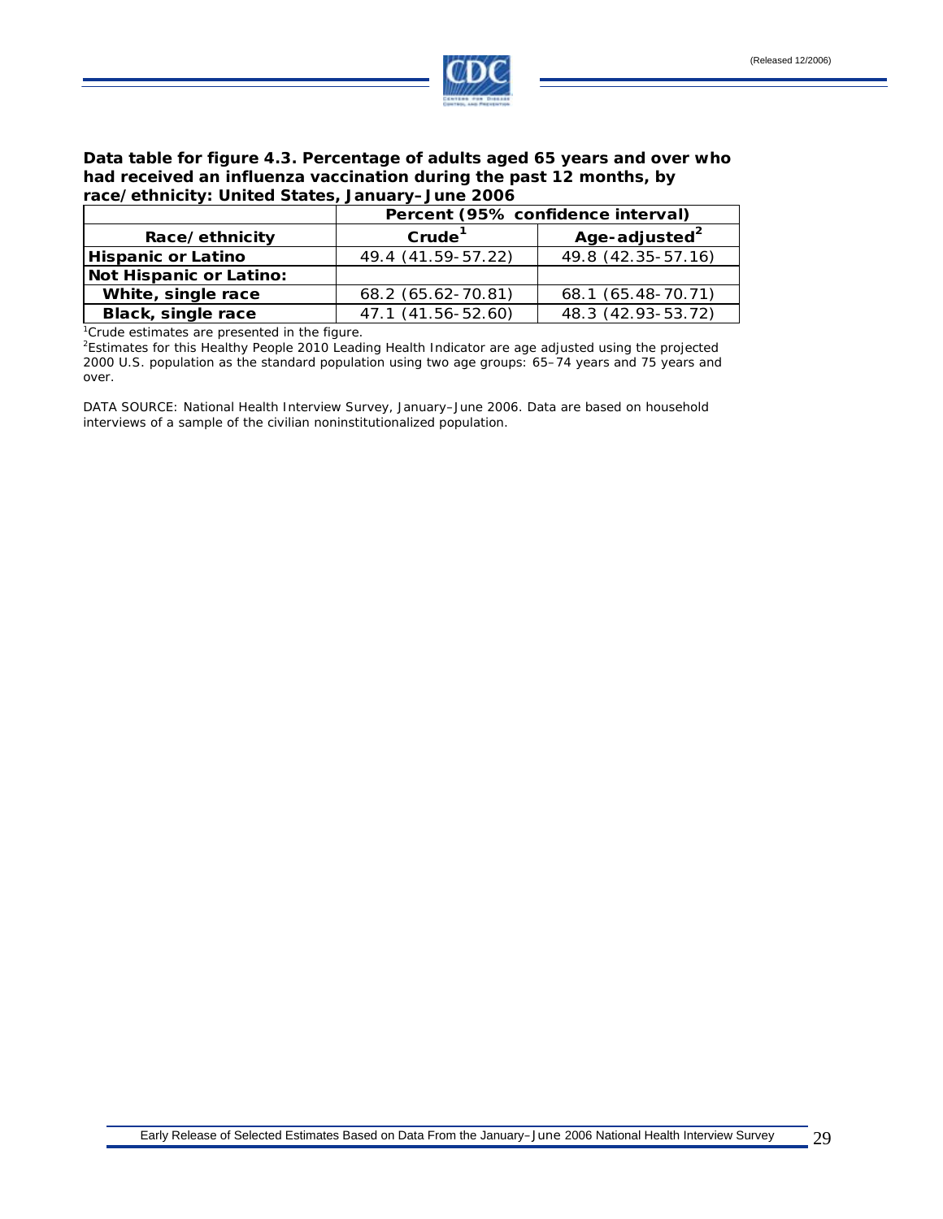**Data table for figure 4.3. Percentage of adults aged 65 years and over who had received an influenza vaccination during the past 12 months, by race/ethnicity: United States, January–June 2006**

| | Percent (95% confidence interval) | |
|---|---|---|
| Race/ethnicity | Crude[1] | Age-adjusted[2] |
| **Hispanic or Latino** | 49.4 (41.59-57.22) | 49.8 (42.35-57.16) |
| **Not Hispanic or Latino:** | | |
| **White, single race** | 68.2 (65.62-70.81) | 68.1 (65.48-70.71) |
| **Black, single race** | 47.1 (41.56-52.60) | 48.3 (42.93-53.72) |

[1]Crude estimates are presented in the figure.

[2]Estimates for this Healthy People 2010 Leading Health Indicator are age adjusted using the projected 2000 U.S. population as the standard population using two age groups: 65–74 years and 75 years and over.

DATA SOURCE: National Health Interview Survey, January–June 2006. Data are based on household interviews of a sample of the civilian noninstitutionalized population.